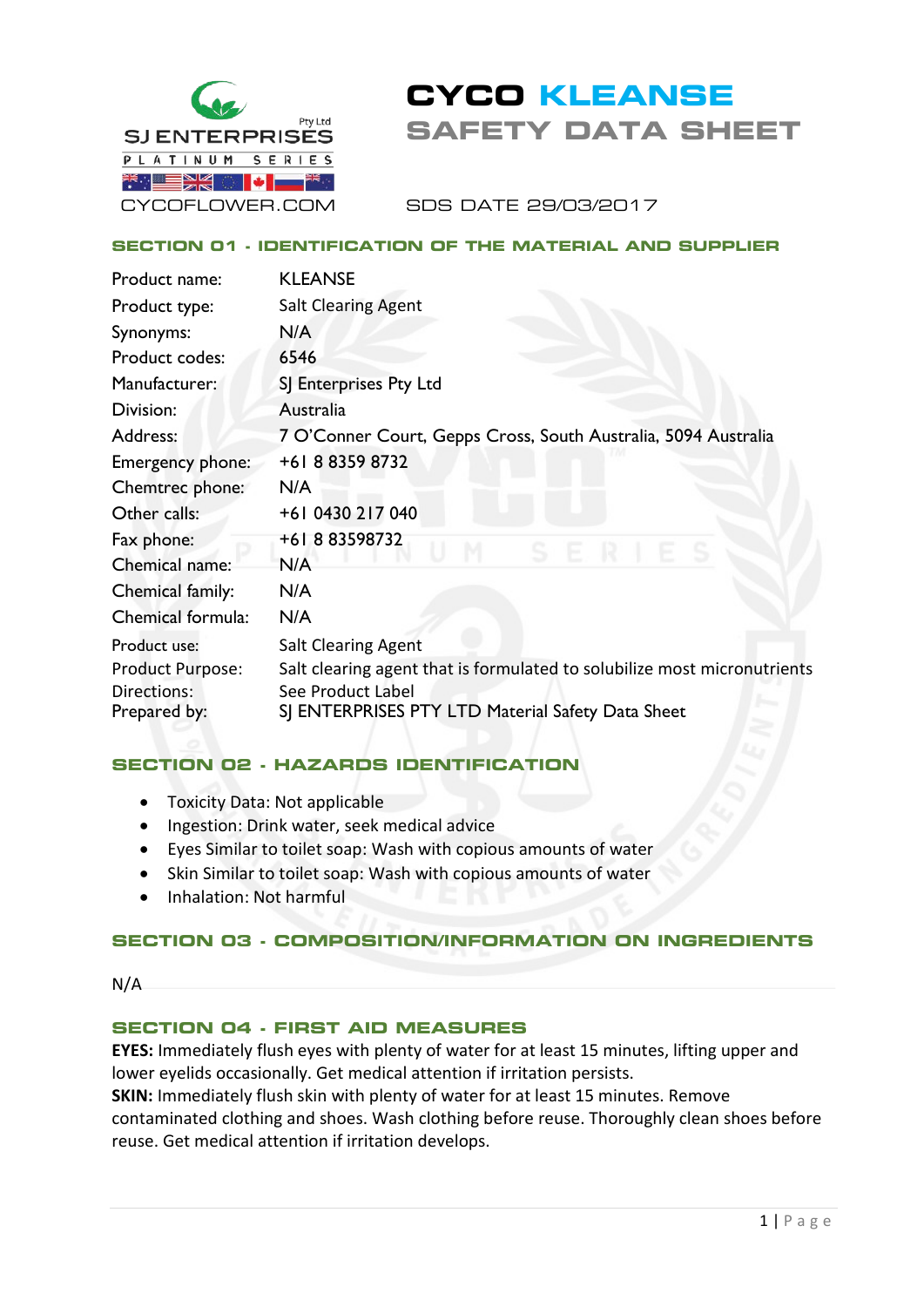SJ ENTERPRISES Pty Ltd
PLATINUM SERIES
CYCOFLOWER.COM

# CYCO KLEANSE
# SAFETY DATA SHEET

SDS DATE 29/03/2017

## SECTION 01 - IDENTIFICATION OF THE MATERIAL AND SUPPLIER

| | |
|---|---|
| Product name: | KLEANSE |
| Product type: | Salt Clearing Agent |
| Synonyms: | N/A |
| Product codes: | 6546 |
| Manufacturer: | SJ Enterprises Pty Ltd |
| Division: | Australia |
| Address: | 7 O'Conner Court, Gepps Cross, South Australia, 5094 Australia |
| Emergency phone: | +61 8 8359 8732 |
| Chemtrec phone: | N/A |
| Other calls: | +61 0430 217 040 |
| Fax phone: | +61 8 83598732 |
| Chemical name: | N/A |
| Chemical family: | N/A |
| Chemical formula: | N/A |
| Product use: | Salt Clearing Agent |
| Product Purpose: | Salt clearing agent that is formulated to solubilize most micronutrients |
| Directions: | See Product Label |
| Prepared by: | SJ ENTERPRISES PTY LTD Material Safety Data Sheet |

## SECTION 02 - HAZARDS IDENTIFICATION

- Toxicity Data: Not applicable
- Ingestion: Drink water, seek medical advice
- Eyes Similar to toilet soap: Wash with copious amounts of water
- Skin Similar to toilet soap: Wash with copious amounts of water
- Inhalation: Not harmful

## SECTION 03 - COMPOSITION/INFORMATION ON INGREDIENTS

N/A

## SECTION 04 - FIRST AID MEASURES

**EYES:** Immediately flush eyes with plenty of water for at least 15 minutes, lifting upper and lower eyelids occasionally. Get medical attention if irritation persists.
**SKIN:** Immediately flush skin with plenty of water for at least 15 minutes. Remove contaminated clothing and shoes. Wash clothing before reuse. Thoroughly clean shoes before reuse. Get medical attention if irritation develops.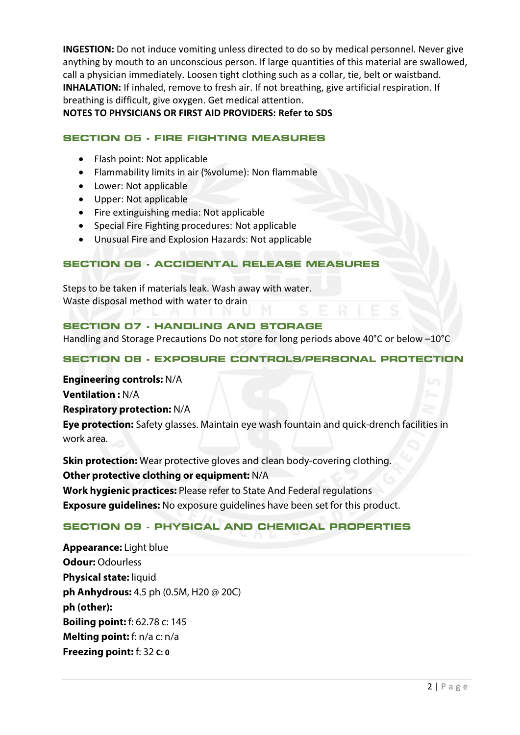**INGESTION:** Do not induce vomiting unless directed to do so by medical personnel. Never give anything by mouth to an unconscious person. If large quantities of this material are swallowed, call a physician immediately. Loosen tight clothing such as a collar, tie, belt or waistband.
**INHALATION:** If inhaled, remove to fresh air. If not breathing, give artificial respiration. If breathing is difficult, give oxygen. Get medical attention.
**NOTES TO PHYSICIANS OR FIRST AID PROVIDERS: Refer to SDS**

## SECTION 05 - FIRE FIGHTING MEASURES

- Flash point: Not applicable
- Flammability limits in air (%volume): Non flammable
- Lower: Not applicable
- Upper: Not applicable
- Fire extinguishing media: Not applicable
- Special Fire Fighting procedures: Not applicable
- Unusual Fire and Explosion Hazards: Not applicable

## SECTION 06 - ACCIDENTAL RELEASE MEASURES

Steps to be taken if materials leak. Wash away with water.
Waste disposal method with water to drain

## SECTION 07 - HANDLING AND STORAGE

Handling and Storage Precautions Do not store for long periods above 40°C or below –10°C

## SECTION 08 - EXPOSURE CONTROLS/PERSONAL PROTECTION

**Engineering controls:** N/A
**Ventilation :** N/A
**Respiratory protection:** N/A
**Eye protection:** Safety glasses. Maintain eye wash fountain and quick-drench facilities in work area.

**Skin protection:** Wear protective gloves and clean body-covering clothing.
**Other protective clothing or equipment:** N/A
**Work hygienic practices:** Please refer to State And Federal regulations
**Exposure guidelines:** No exposure guidelines have been set for this product.

## SECTION 09 - PHYSICAL AND CHEMICAL PROPERTIES

**Appearance:** Light blue
**Odour:** Odourless
**Physical state:** liquid
**ph Anhydrous:** 4.5 ph (0.5M, H20 @ 20C)
**ph (other):**
**Boiling point:** f: 62.78 c: 145
**Melting point:** f: n/a c: n/a
**Freezing point:** f: 32 **c: 0**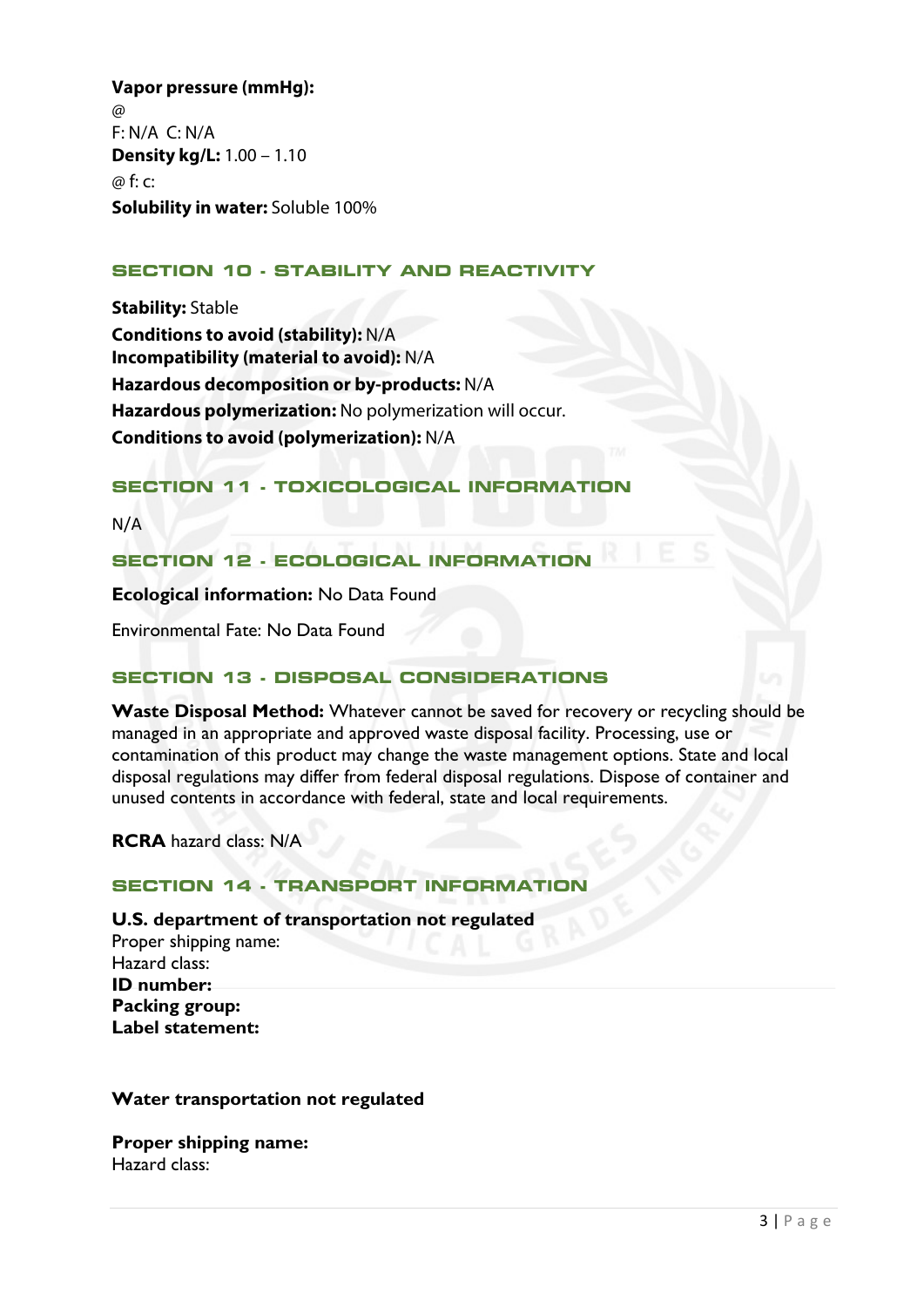**Vapor pressure (mmHg):**
@
F: N/A C: N/A
**Density kg/L:** 1.00 – 1.10
@ f: c:
**Solubility in water:** Soluble 100%

## SECTION 10 - STABILITY AND REACTIVITY

**Stability:** Stable
**Conditions to avoid (stability):** N/A
**Incompatibility (material to avoid):** N/A
**Hazardous decomposition or by-products:** N/A
**Hazardous polymerization:** No polymerization will occur.
**Conditions to avoid (polymerization):** N/A

## SECTION 11 - TOXICOLOGICAL INFORMATION

N/A

## SECTION 12 - ECOLOGICAL INFORMATION

**Ecological information:** No Data Found

Environmental Fate: No Data Found

## SECTION 13 - DISPOSAL CONSIDERATIONS

**Waste Disposal Method:** Whatever cannot be saved for recovery or recycling should be managed in an appropriate and approved waste disposal facility. Processing, use or contamination of this product may change the waste management options. State and local disposal regulations may differ from federal disposal regulations. Dispose of container and unused contents in accordance with federal, state and local requirements.

**RCRA** hazard class: N/A

## SECTION 14 - TRANSPORT INFORMATION

**U.S. department of transportation not regulated**
Proper shipping name:
Hazard class:
**ID number:**
**Packing group:**
**Label statement:**

**Water transportation not regulated**

**Proper shipping name:**
Hazard class: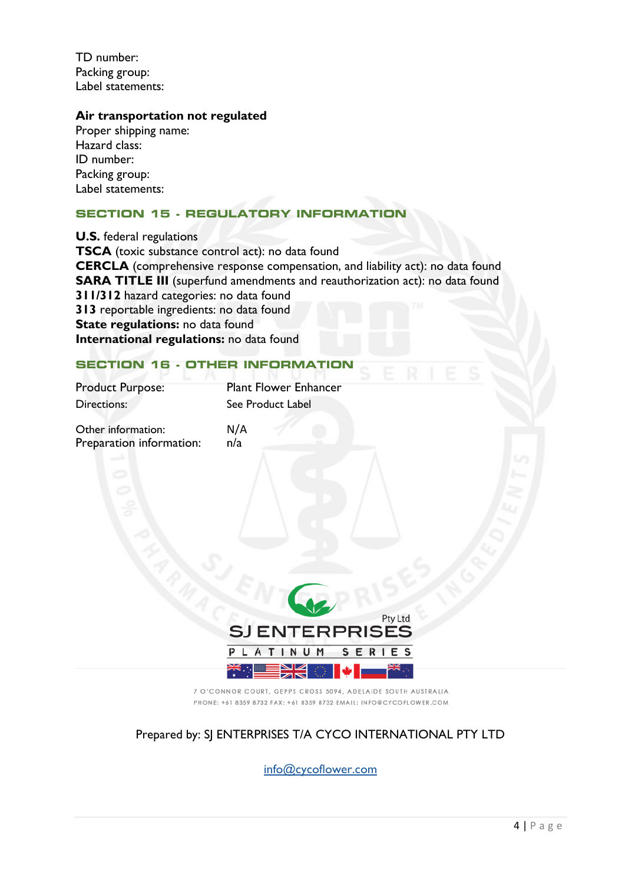TD number:
Packing group:
Label statements:

**Air transportation not regulated**
Proper shipping name:
Hazard class:
ID number:
Packing group:
Label statements:

## SECTION 15 - REGULATORY INFORMATION

**U.S.** federal regulations
**TSCA** (toxic substance control act): no data found
**CERCLA** (comprehensive response compensation, and liability act): no data found
**SARA TITLE III** (superfund amendments and reauthorization act): no data found
**311/312** hazard categories: no data found
**313** reportable ingredients: no data found
**State regulations:** no data found
**International regulations:** no data found

## SECTION 16 - OTHER INFORMATION

| | |
|---|---|
| Product Purpose: | Plant Flower Enhancer |
| Directions: | See Product Label |
| Other information: | N/A |
| Preparation information: | n/a |

SJ ENTERPRISES Pty Ltd
PLATINUM SERIES

7 O'CONNOR COURT, GEPPS CROSS 5094, ADELAIDE SOUTH AUSTRALIA
PHONE: +61 8359 8732 FAX: +61 8359 8732 EMAIL: INFO@CYCOFLOWER.COM

Prepared by: SJ ENTERPRISES T/A CYCO INTERNATIONAL PTY LTD

info@cycoflower.com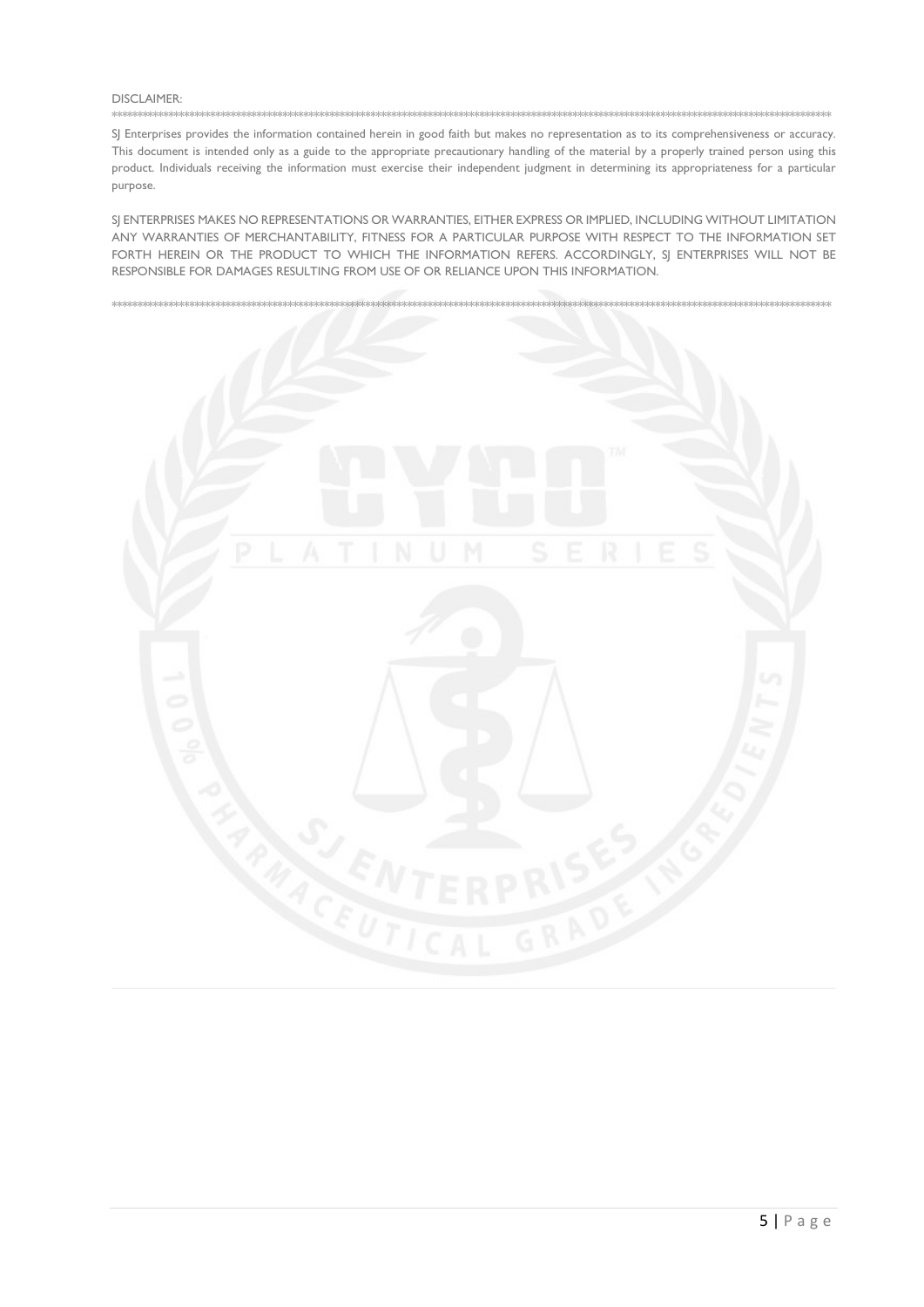DISCLAIMER:

***********************************************************************************************************************************************************

SJ Enterprises provides the information contained herein in good faith but makes no representation as to its comprehensiveness or accuracy. This document is intended only as a guide to the appropriate precautionary handling of the material by a properly trained person using this product. Individuals receiving the information must exercise their independent judgment in determining its appropriateness for a particular purpose.

SJ ENTERPRISES MAKES NO REPRESENTATIONS OR WARRANTIES, EITHER EXPRESS OR IMPLIED, INCLUDING WITHOUT LIMITATION ANY WARRANTIES OF MERCHANTABILITY, FITNESS FOR A PARTICULAR PURPOSE WITH RESPECT TO THE INFORMATION SET FORTH HEREIN OR THE PRODUCT TO WHICH THE INFORMATION REFERS. ACCORDINGLY, SJ ENTERPRISES WILL NOT BE RESPONSIBLE FOR DAMAGES RESULTING FROM USE OF OR RELIANCE UPON THIS INFORMATION.

***********************************************************************************************************************************************************